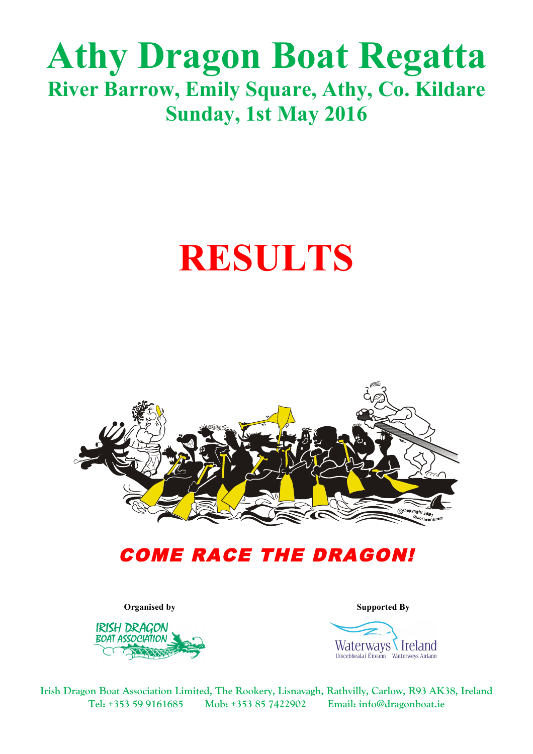# Athy Dragon Boat Regatta

## River Barrow, Emily Square, Athy, Co. Kildare

## Sunday, 1st May 2016

# RESULTS

***COME RACE THE DRAGON!***

**Organised by**

IRISH DRAGON BOAT ASSOCIATION

**Supported By**

Waterways Ireland
Uiscebhealaí Éireann Watterweys Airlann

Irish Dragon Boat Association Limited, The Rookery, Lisnavagh, Rathvilly, Carlow, R93 AK38, Ireland
Tel: +353 59 9161685 Mob: +353 85 7422902 Email: info@dragonboat.ie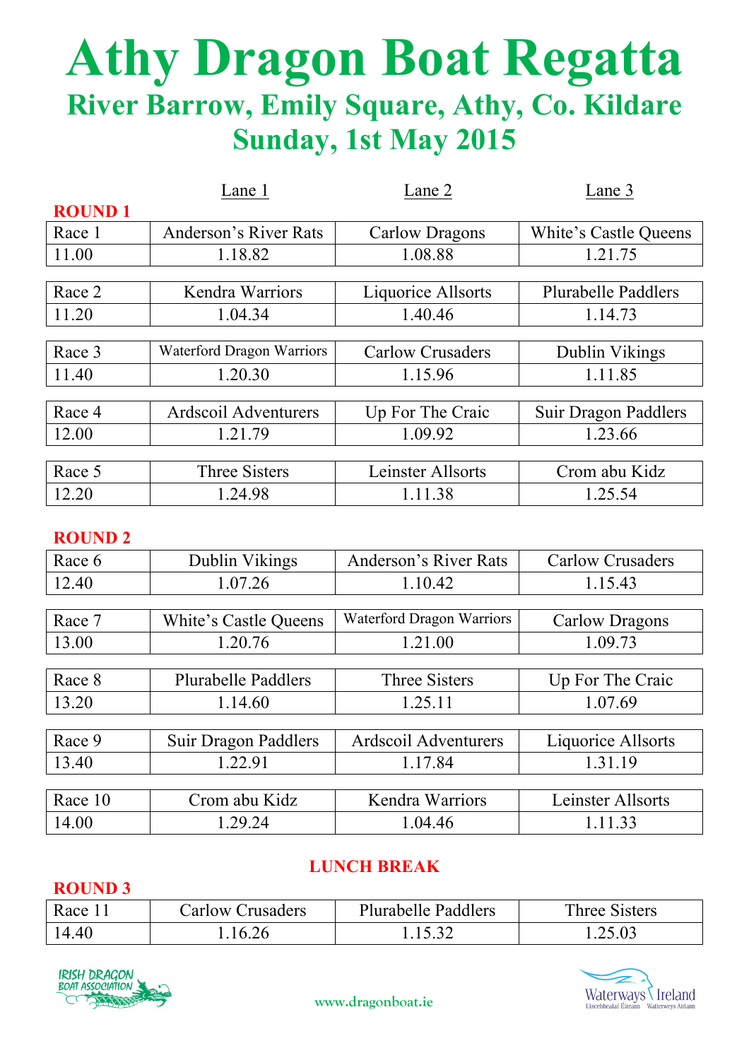# Athy Dragon Boat Regatta

## River Barrow, Emily Square, Athy, Co. Kildare

## Sunday, 1st May 2015

**ROUND 1**

| | Lane 1 | Lane 2 | Lane 3 |
|---|---|---|---|
| Race 1 | Anderson's River Rats | Carlow Dragons | White's Castle Queens |
| 11.00 | 1.18.82 | 1.08.88 | 1.21.75 |
| Race 2 | Kendra Warriors | Liquorice Allsorts | Plurabelle Paddlers |
| 11.20 | 1.04.34 | 1.40.46 | 1.14.73 |
| Race 3 | Waterford Dragon Warriors | Carlow Crusaders | Dublin Vikings |
| 11.40 | 1.20.30 | 1.15.96 | 1.11.85 |
| Race 4 | Ardscoil Adventurers | Up For The Craic | Suir Dragon Paddlers |
| 12.00 | 1.21.79 | 1.09.92 | 1.23.66 |
| Race 5 | Three Sisters | Leinster Allsorts | Crom abu Kidz |
| 12.20 | 1.24.98 | 1.11.38 | 1.25.54 |

**ROUND 2**

| | Lane 1 | Lane 2 | Lane 3 |
|---|---|---|---|
| Race 6 | Dublin Vikings | Anderson's River Rats | Carlow Crusaders |
| 12.40 | 1.07.26 | 1.10.42 | 1.15.43 |
| Race 7 | White's Castle Queens | Waterford Dragon Warriors | Carlow Dragons |
| 13.00 | 1.20.76 | 1.21.00 | 1.09.73 |
| Race 8 | Plurabelle Paddlers | Three Sisters | Up For The Craic |
| 13.20 | 1.14.60 | 1.25.11 | 1.07.69 |
| Race 9 | Suir Dragon Paddlers | Ardscoil Adventurers | Liquorice Allsorts |
| 13.40 | 1.22.91 | 1.17.84 | 1.31.19 |
| Race 10 | Crom abu Kidz | Kendra Warriors | Leinster Allsorts |
| 14.00 | 1.29.24 | 1.04.46 | 1.11.33 |

**LUNCH BREAK**

**ROUND 3**

| | Lane 1 | Lane 2 | Lane 3 |
|---|---|---|---|
| Race 11 | Carlow Crusaders | Plurabelle Paddlers | Three Sisters |
| 14.40 | 1.16.26 | 1.15.32 | 1.25.03 |

IRISH DRAGON BOAT ASSOCIATION

www.dragonboat.ie

Waterways Ireland
Uiscebhealaí Éireann Watterweys Airlann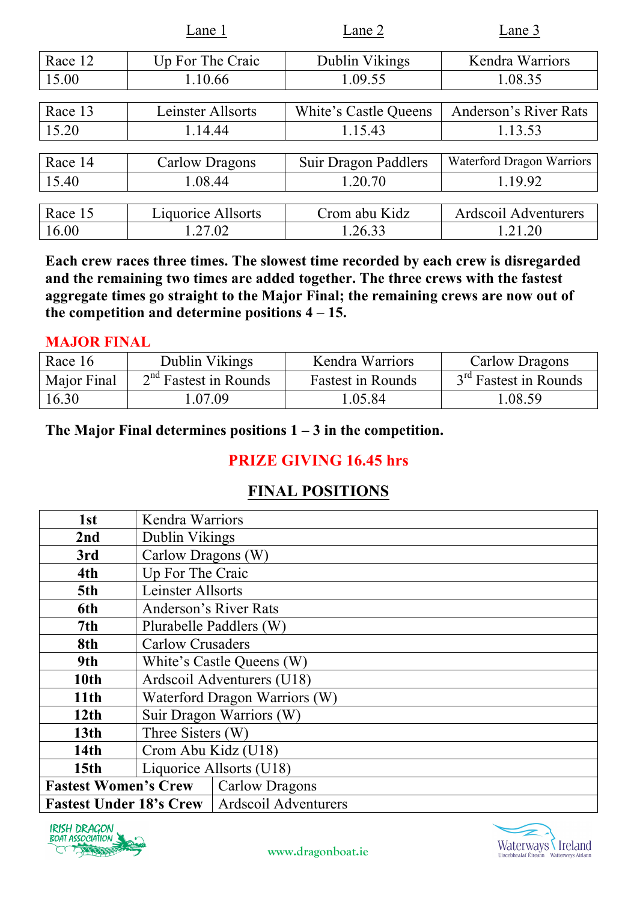| | Lane 1 | Lane 2 | Lane 3 |
|---|---|---|---|
| Race 12 | Up For The Craic | Dublin Vikings | Kendra Warriors |
| 15.00 | 1.10.66 | 1.09.55 | 1.08.35 |
| Race 13 | Leinster Allsorts | White's Castle Queens | Anderson's River Rats |
| 15.20 | 1.14.44 | 1.15.43 | 1.13.53 |
| Race 14 | Carlow Dragons | Suir Dragon Paddlers | Waterford Dragon Warriors |
| 15.40 | 1.08.44 | 1.20.70 | 1.19.92 |
| Race 15 | Liquorice Allsorts | Crom abu Kidz | Ardscoil Adventurers |
| 16.00 | 1.27.02 | 1.26.33 | 1.21.20 |

**Each crew races three times. The slowest time recorded by each crew is disregarded and the remaining two times are added together. The three crews with the fastest aggregate times go straight to the Major Final; the remaining crews are now out of the competition and determine positions 4 – 15.**

## MAJOR FINAL

| | | | |
|---|---|---|---|
| Race 16 | Dublin Vikings | Kendra Warriors | Carlow Dragons |
| Major Final | 2nd Fastest in Rounds | Fastest in Rounds | 3rd Fastest in Rounds |
| 16.30 | 1.07.09 | 1.05.84 | 1.08.59 |

**The Major Final determines positions 1 – 3 in the competition.**

## PRIZE GIVING 16.45 hrs

## FINAL POSITIONS

| | |
|---|---|
| **1st** | Kendra Warriors |
| **2nd** | Dublin Vikings |
| **3rd** | Carlow Dragons (W) |
| **4th** | Up For The Craic |
| **5th** | Leinster Allsorts |
| **6th** | Anderson's River Rats |
| **7th** | Plurabelle Paddlers (W) |
| **8th** | Carlow Crusaders |
| **9th** | White's Castle Queens (W) |
| **10th** | Ardscoil Adventurers (U18) |
| **11th** | Waterford Dragon Warriors (W) |
| **12th** | Suir Dragon Warriors (W) |
| **13th** | Three Sisters (W) |
| **14th** | Crom Abu Kidz (U18) |
| **15th** | Liquorice Allsorts (U18) |
| **Fastest Women's Crew** | Carlow Dragons |
| **Fastest Under 18's Crew** | Ardscoil Adventurers |

IRISH DRAGON BOAT ASSOCIATION

www.dragonboat.ie

Waterways Ireland
Uiscebhealaí Éireann Watterweys Airlann